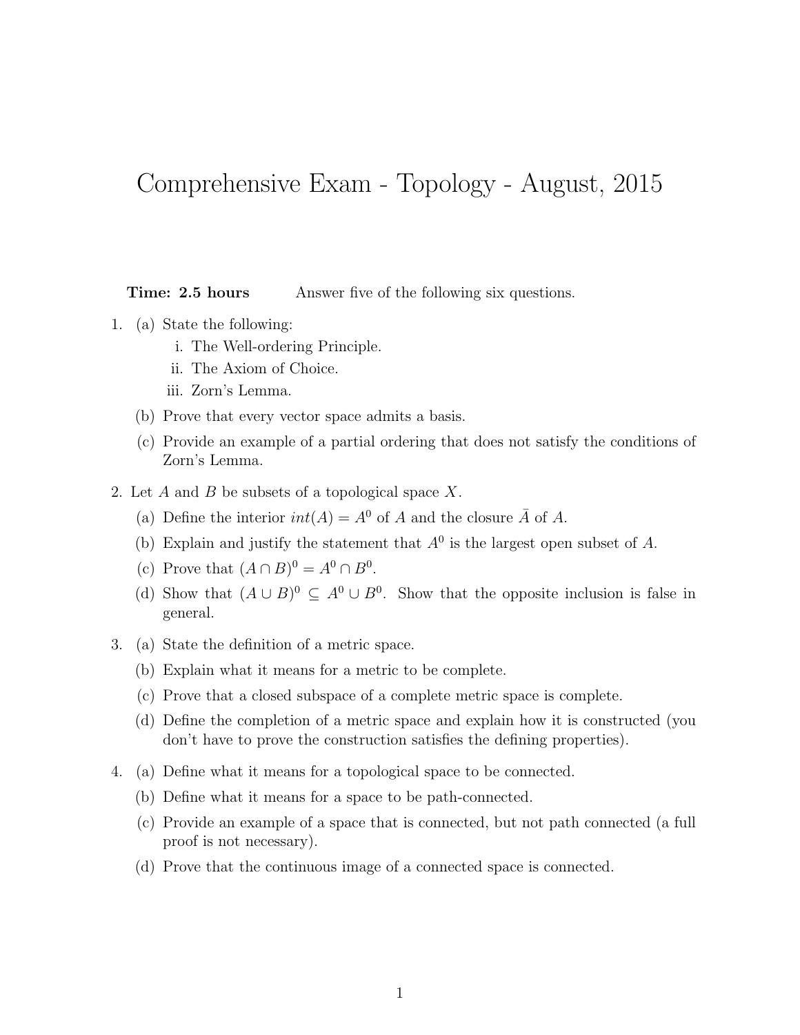# Comprehensive Exam - Topology - August, 2015

**Time: 2.5 hours** Answer five of the following six questions.

1. (a) State the following:
   1. The Well-ordering Principle.
   2. The Axiom of Choice.
   3. Zorn's Lemma.

   (b) Prove that every vector space admits a basis.

   (c) Provide an example of a partial ordering that does not satisfy the conditions of Zorn's Lemma.

2. Let $A$ and $B$ be subsets of a topological space $X$.

   (a) Define the interior $int(A) = A^0$ of $A$ and the closure $\bar{A}$ of $A$.

   (b) Explain and justify the statement that $A^0$ is the largest open subset of $A$.

   (c) Prove that $(A \cap B)^0 = A^0 \cap B^0$.

   (d) Show that $(A \cup B)^0 \subseteq A^0 \cup B^0$. Show that the opposite inclusion is false in general.

3. (a) State the definition of a metric space.

   (b) Explain what it means for a metric to be complete.

   (c) Prove that a closed subspace of a complete metric space is complete.

   (d) Define the completion of a metric space and explain how it is constructed (you don't have to prove the construction satisfies the defining properties).

4. (a) Define what it means for a topological space to be connected.

   (b) Define what it means for a space to be path-connected.

   (c) Provide an example of a space that is connected, but not path connected (a full proof is not necessary).

   (d) Prove that the continuous image of a connected space is connected.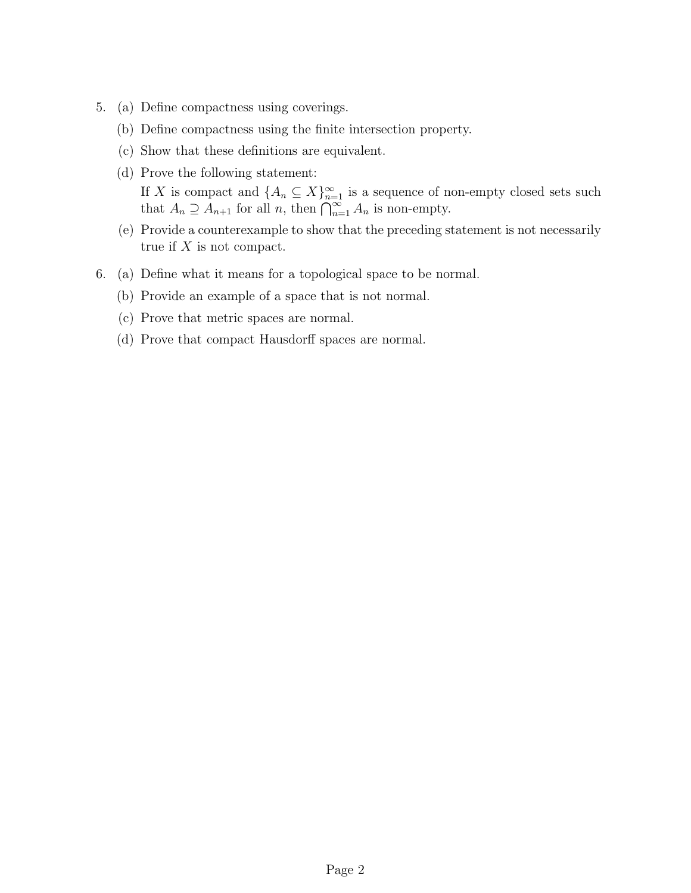5. (a) Define compactness using coverings.

   (b) Define compactness using the finite intersection property.

   (c) Show that these definitions are equivalent.

   (d) Prove the following statement:
   If $X$ is compact and $\{A_n \subseteq X\}_{n=1}^{\infty}$ is a sequence of non-empty closed sets such that $A_n \supseteq A_{n+1}$ for all $n$, then $\bigcap_{n=1}^{\infty} A_n$ is non-empty.

   (e) Provide a counterexample to show that the preceding statement is not necessarily true if $X$ is not compact.

6. (a) Define what it means for a topological space to be normal.

   (b) Provide an example of a space that is not normal.

   (c) Prove that metric spaces are normal.

   (d) Prove that compact Hausdorff spaces are normal.